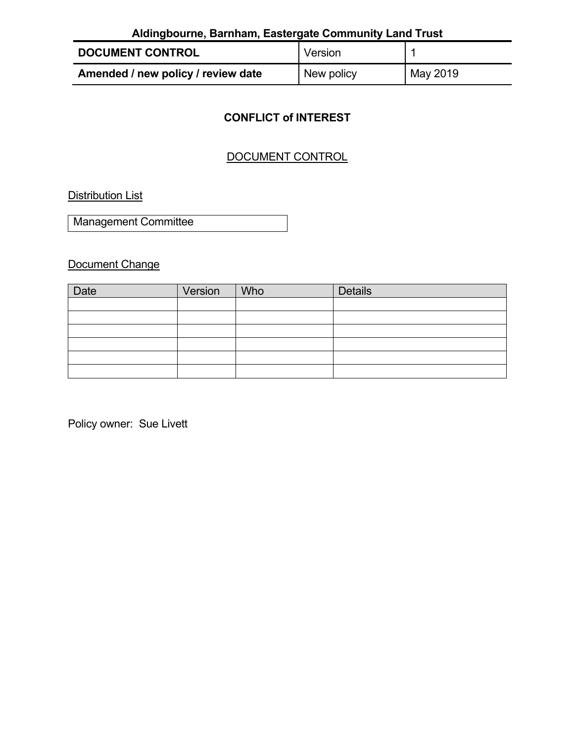**Aldingbourne, Barnham, Eastergate Community Land Trust**

| DOCUMENT CONTROL | Version | 1 |
|---|---|---|
| **Amended / new policy / review date** | New policy | May 2019 |

# CONFLICT of INTEREST

## DOCUMENT CONTROL

Distribution List

| Management Committee |
|---|

Document Change

| Date | Version | Who | Details |
|---|---|---|---|
| | | | |
| | | | |
| | | | |
| | | | |
| | | | |
| | | | |

Policy owner: Sue Livett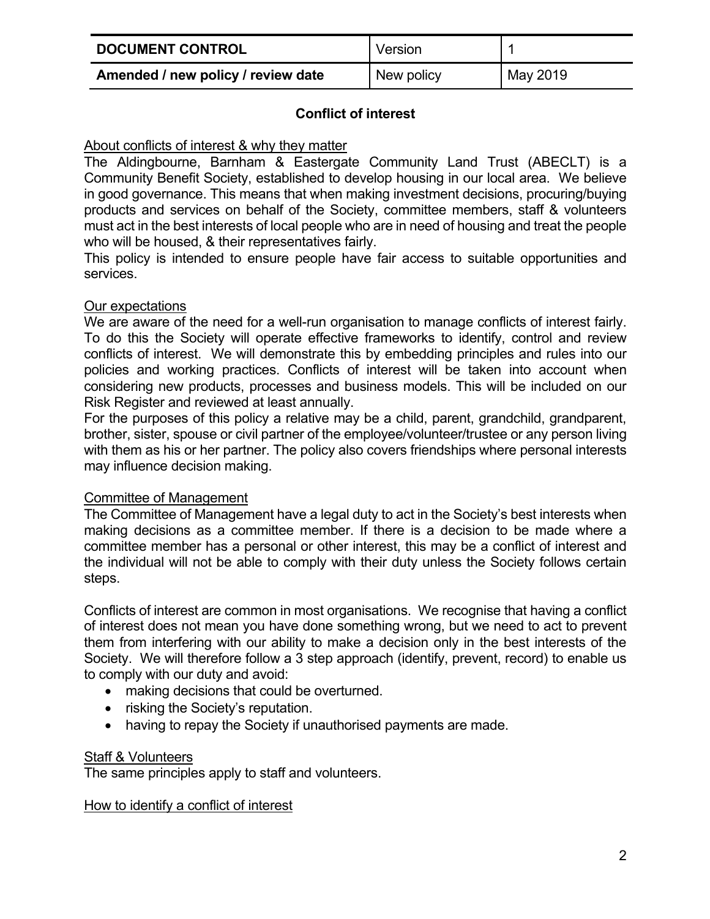| DOCUMENT CONTROL | Version | 1 |
| --- | --- | --- |
| **Amended / new policy / review date** | New policy | May 2019 |

## Conflict of interest

<u>About conflicts of interest & why they matter</u>

The Aldingbourne, Barnham & Eastergate Community Land Trust (ABECLT) is a Community Benefit Society, established to develop housing in our local area. We believe in good governance. This means that when making investment decisions, procuring/buying products and services on behalf of the Society, committee members, staff & volunteers must act in the best interests of local people who are in need of housing and treat the people who will be housed, & their representatives fairly.

This policy is intended to ensure people have fair access to suitable opportunities and services.

<u>Our expectations</u>

We are aware of the need for a well-run organisation to manage conflicts of interest fairly. To do this the Society will operate effective frameworks to identify, control and review conflicts of interest. We will demonstrate this by embedding principles and rules into our policies and working practices. Conflicts of interest will be taken into account when considering new products, processes and business models. This will be included on our Risk Register and reviewed at least annually.

For the purposes of this policy a relative may be a child, parent, grandchild, grandparent, brother, sister, spouse or civil partner of the employee/volunteer/trustee or any person living with them as his or her partner. The policy also covers friendships where personal interests may influence decision making.

<u>Committee of Management</u>

The Committee of Management have a legal duty to act in the Society's best interests when making decisions as a committee member. If there is a decision to be made where a committee member has a personal or other interest, this may be a conflict of interest and the individual will not be able to comply with their duty unless the Society follows certain steps.

Conflicts of interest are common in most organisations. We recognise that having a conflict of interest does not mean you have done something wrong, but we need to act to prevent them from interfering with our ability to make a decision only in the best interests of the Society. We will therefore follow a 3 step approach (identify, prevent, record) to enable us to comply with our duty and avoid:

- making decisions that could be overturned.
- risking the Society's reputation.
- having to repay the Society if unauthorised payments are made.

<u>Staff & Volunteers</u>

The same principles apply to staff and volunteers.

<u>How to identify a conflict of interest</u>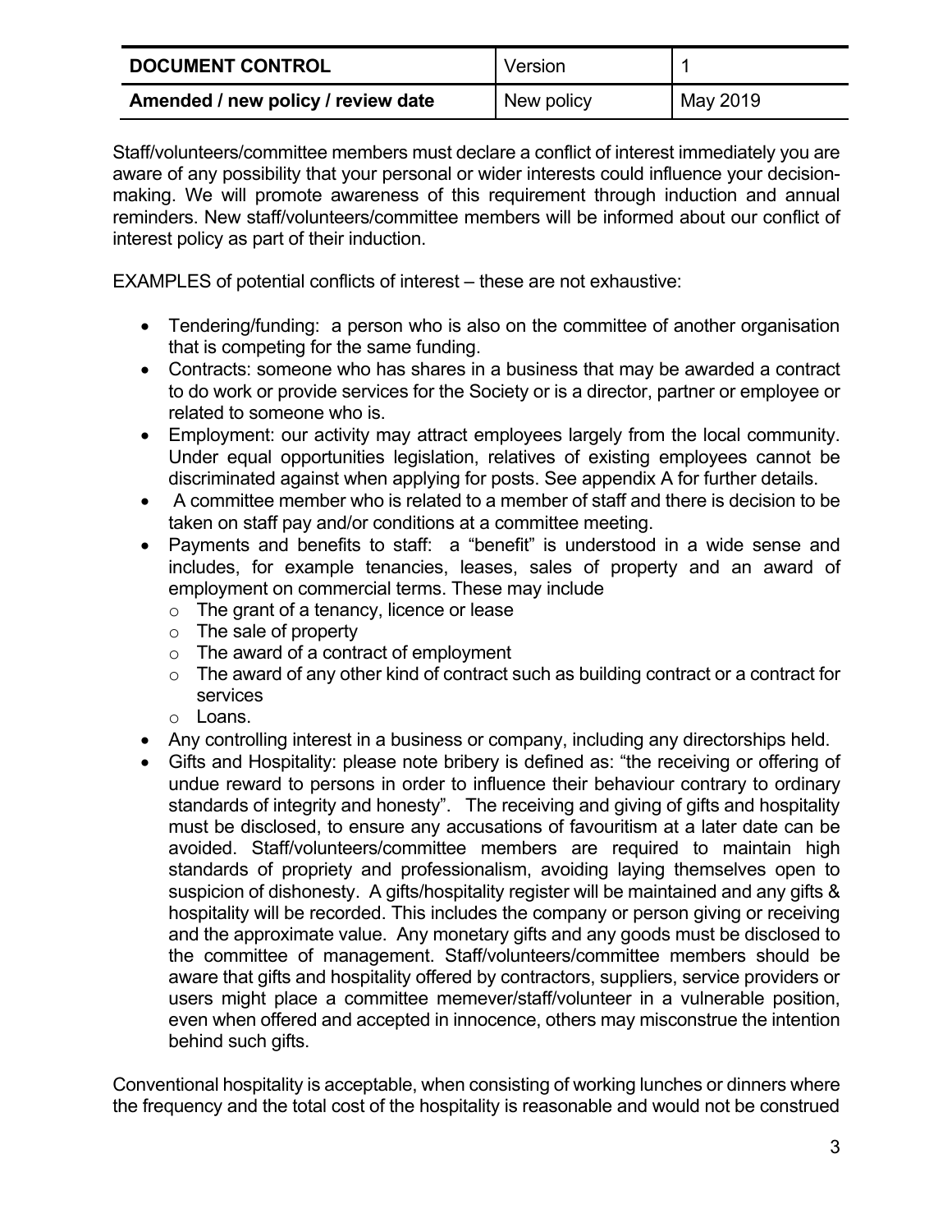| DOCUMENT CONTROL | Version | 1 |
|---|---|---|
| **Amended / new policy / review date** | New policy | May 2019 |

Staff/volunteers/committee members must declare a conflict of interest immediately you are aware of any possibility that your personal or wider interests could influence your decision-making. We will promote awareness of this requirement through induction and annual reminders. New staff/volunteers/committee members will be informed about our conflict of interest policy as part of their induction.

EXAMPLES of potential conflicts of interest – these are not exhaustive:

- Tendering/funding: a person who is also on the committee of another organisation that is competing for the same funding.
- Contracts: someone who has shares in a business that may be awarded a contract to do work or provide services for the Society or is a director, partner or employee or related to someone who is.
- Employment: our activity may attract employees largely from the local community. Under equal opportunities legislation, relatives of existing employees cannot be discriminated against when applying for posts. See appendix A for further details.
- A committee member who is related to a member of staff and there is decision to be taken on staff pay and/or conditions at a committee meeting.
- Payments and benefits to staff: a "benefit" is understood in a wide sense and includes, for example tenancies, leases, sales of property and an award of employment on commercial terms. These may include
  - The grant of a tenancy, licence or lease
  - The sale of property
  - The award of a contract of employment
  - The award of any other kind of contract such as building contract or a contract for services
  - Loans.
- Any controlling interest in a business or company, including any directorships held.
- Gifts and Hospitality: please note bribery is defined as: "the receiving or offering of undue reward to persons in order to influence their behaviour contrary to ordinary standards of integrity and honesty". The receiving and giving of gifts and hospitality must be disclosed, to ensure any accusations of favouritism at a later date can be avoided. Staff/volunteers/committee members are required to maintain high standards of propriety and professionalism, avoiding laying themselves open to suspicion of dishonesty. A gifts/hospitality register will be maintained and any gifts & hospitality will be recorded. This includes the company or person giving or receiving and the approximate value. Any monetary gifts and any goods must be disclosed to the committee of management. Staff/volunteers/committee members should be aware that gifts and hospitality offered by contractors, suppliers, service providers or users might place a committee memever/staff/volunteer in a vulnerable position, even when offered and accepted in innocence, others may misconstrue the intention behind such gifts.

Conventional hospitality is acceptable, when consisting of working lunches or dinners where the frequency and the total cost of the hospitality is reasonable and would not be construed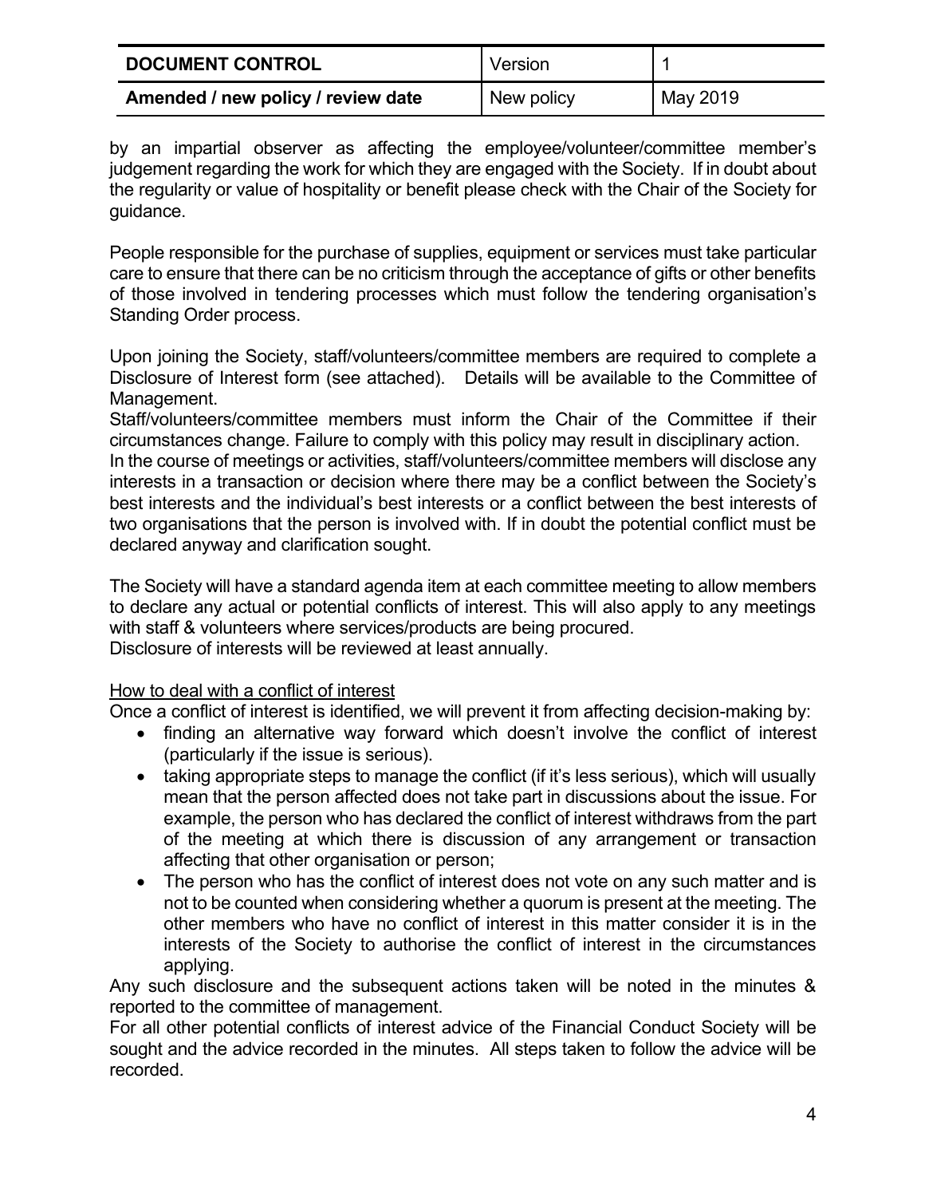| DOCUMENT CONTROL | Version | 1 |
| --- | --- | --- |
| Amended / new policy / review date | New policy | May 2019 |

by an impartial observer as affecting the employee/volunteer/committee member's judgement regarding the work for which they are engaged with the Society. If in doubt about the regularity or value of hospitality or benefit please check with the Chair of the Society for guidance.

People responsible for the purchase of supplies, equipment or services must take particular care to ensure that there can be no criticism through the acceptance of gifts or other benefits of those involved in tendering processes which must follow the tendering organisation's Standing Order process.

Upon joining the Society, staff/volunteers/committee members are required to complete a Disclosure of Interest form (see attached). Details will be available to the Committee of Management.
Staff/volunteers/committee members must inform the Chair of the Committee if their circumstances change. Failure to comply with this policy may result in disciplinary action.
In the course of meetings or activities, staff/volunteers/committee members will disclose any interests in a transaction or decision where there may be a conflict between the Society's best interests and the individual's best interests or a conflict between the best interests of two organisations that the person is involved with. If in doubt the potential conflict must be declared anyway and clarification sought.

The Society will have a standard agenda item at each committee meeting to allow members to declare any actual or potential conflicts of interest. This will also apply to any meetings with staff & volunteers where services/products are being procured.
Disclosure of interests will be reviewed at least annually.

<u>How to deal with a conflict of interest</u>
Once a conflict of interest is identified, we will prevent it from affecting decision-making by:

- finding an alternative way forward which doesn't involve the conflict of interest (particularly if the issue is serious).
- taking appropriate steps to manage the conflict (if it's less serious), which will usually mean that the person affected does not take part in discussions about the issue. For example, the person who has declared the conflict of interest withdraws from the part of the meeting at which there is discussion of any arrangement or transaction affecting that other organisation or person;
- The person who has the conflict of interest does not vote on any such matter and is not to be counted when considering whether a quorum is present at the meeting. The other members who have no conflict of interest in this matter consider it is in the interests of the Society to authorise the conflict of interest in the circumstances applying.

Any such disclosure and the subsequent actions taken will be noted in the minutes & reported to the committee of management.
For all other potential conflicts of interest advice of the Financial Conduct Society will be sought and the advice recorded in the minutes. All steps taken to follow the advice will be recorded.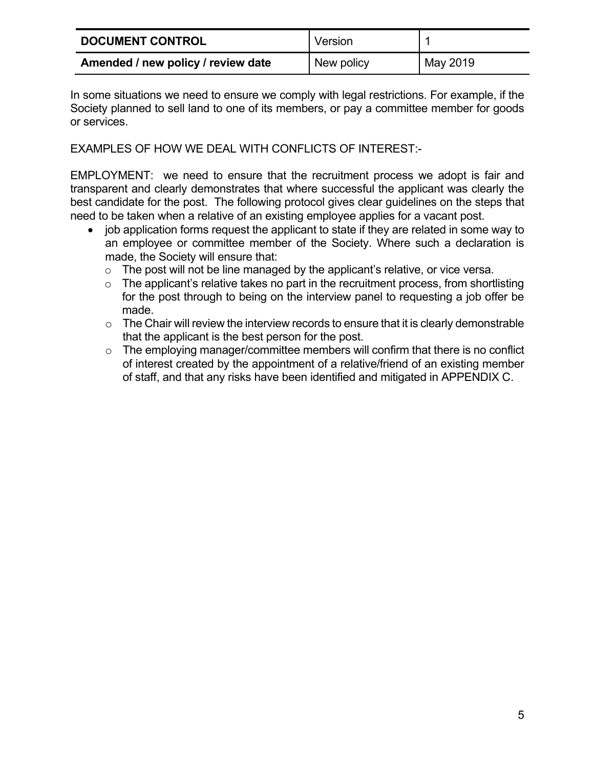| DOCUMENT CONTROL | Version | 1 |
| --- | --- | --- |
| **Amended / new policy / review date** | New policy | May 2019 |

In some situations we need to ensure we comply with legal restrictions. For example, if the Society planned to sell land to one of its members, or pay a committee member for goods or services.

EXAMPLES OF HOW WE DEAL WITH CONFLICTS OF INTEREST:-

EMPLOYMENT: we need to ensure that the recruitment process we adopt is fair and transparent and clearly demonstrates that where successful the applicant was clearly the best candidate for the post. The following protocol gives clear guidelines on the steps that need to be taken when a relative of an existing employee applies for a vacant post.

- job application forms request the applicant to state if they are related in some way to an employee or committee member of the Society. Where such a declaration is made, the Society will ensure that:
  - The post will not be line managed by the applicant's relative, or vice versa.
  - The applicant's relative takes no part in the recruitment process, from shortlisting for the post through to being on the interview panel to requesting a job offer be made.
  - The Chair will review the interview records to ensure that it is clearly demonstrable that the applicant is the best person for the post.
  - The employing manager/committee members will confirm that there is no conflict of interest created by the appointment of a relative/friend of an existing member of staff, and that any risks have been identified and mitigated in APPENDIX C.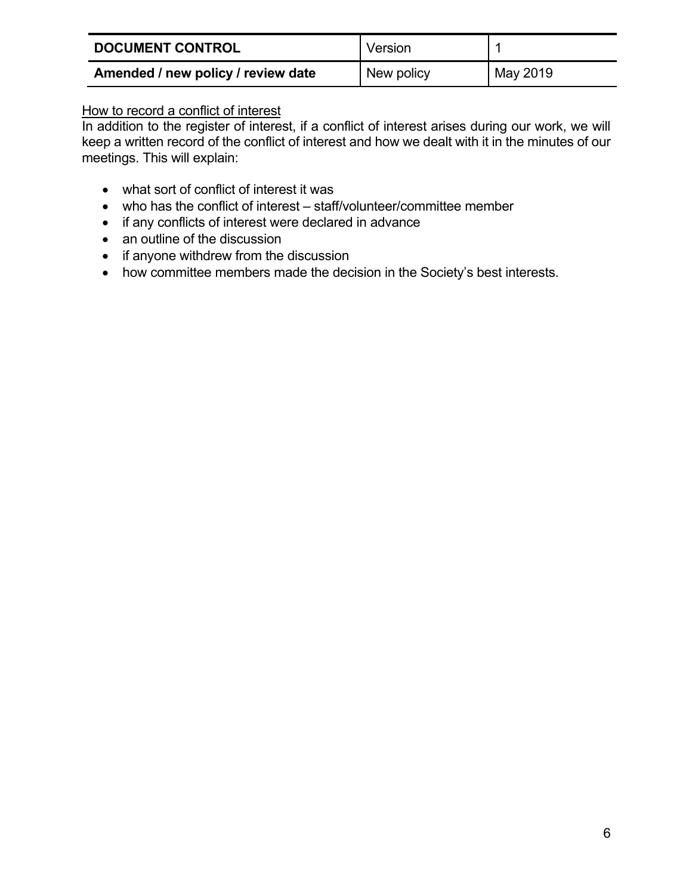| DOCUMENT CONTROL | Version | 1 |
| --- | --- | --- |
| **Amended / new policy / review date** | New policy | May 2019 |

<u>How to record a conflict of interest</u>

In addition to the register of interest, if a conflict of interest arises during our work, we will keep a written record of the conflict of interest and how we dealt with it in the minutes of our meetings. This will explain:

- what sort of conflict of interest it was
- who has the conflict of interest – staff/volunteer/committee member
- if any conflicts of interest were declared in advance
- an outline of the discussion
- if anyone withdrew from the discussion
- how committee members made the decision in the Society's best interests.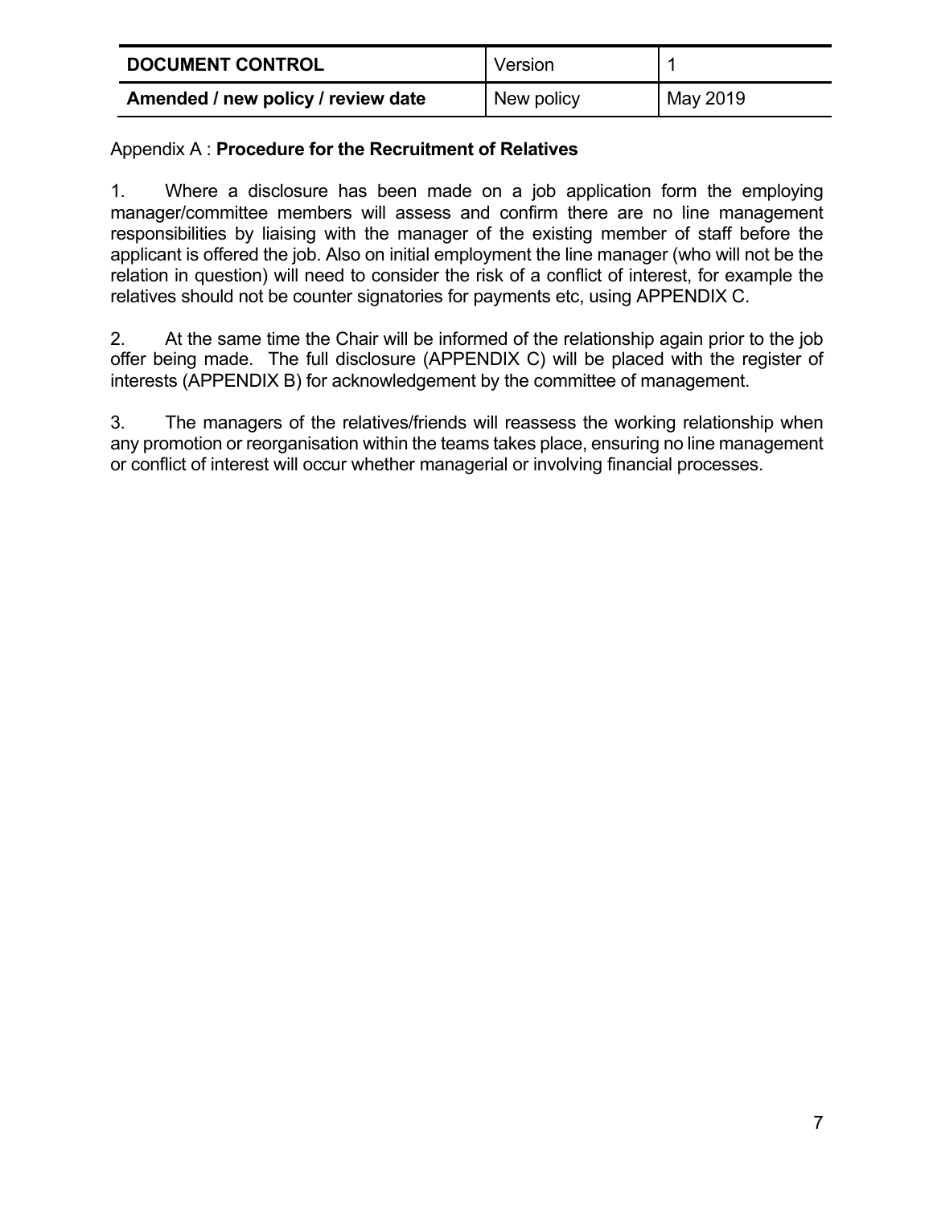| **DOCUMENT CONTROL** | Version | 1 |
| --- | --- | --- |
| **Amended / new policy / review date** | New policy | May 2019 |

Appendix A : **Procedure for the Recruitment of Relatives**

1. Where a disclosure has been made on a job application form the employing manager/committee members will assess and confirm there are no line management responsibilities by liaising with the manager of the existing member of staff before the applicant is offered the job. Also on initial employment the line manager (who will not be the relation in question) will need to consider the risk of a conflict of interest, for example the relatives should not be counter signatories for payments etc, using APPENDIX C.

2. At the same time the Chair will be informed of the relationship again prior to the job offer being made. The full disclosure (APPENDIX C) will be placed with the register of interests (APPENDIX B) for acknowledgement by the committee of management.

3. The managers of the relatives/friends will reassess the working relationship when any promotion or reorganisation within the teams takes place, ensuring no line management or conflict of interest will occur whether managerial or involving financial processes.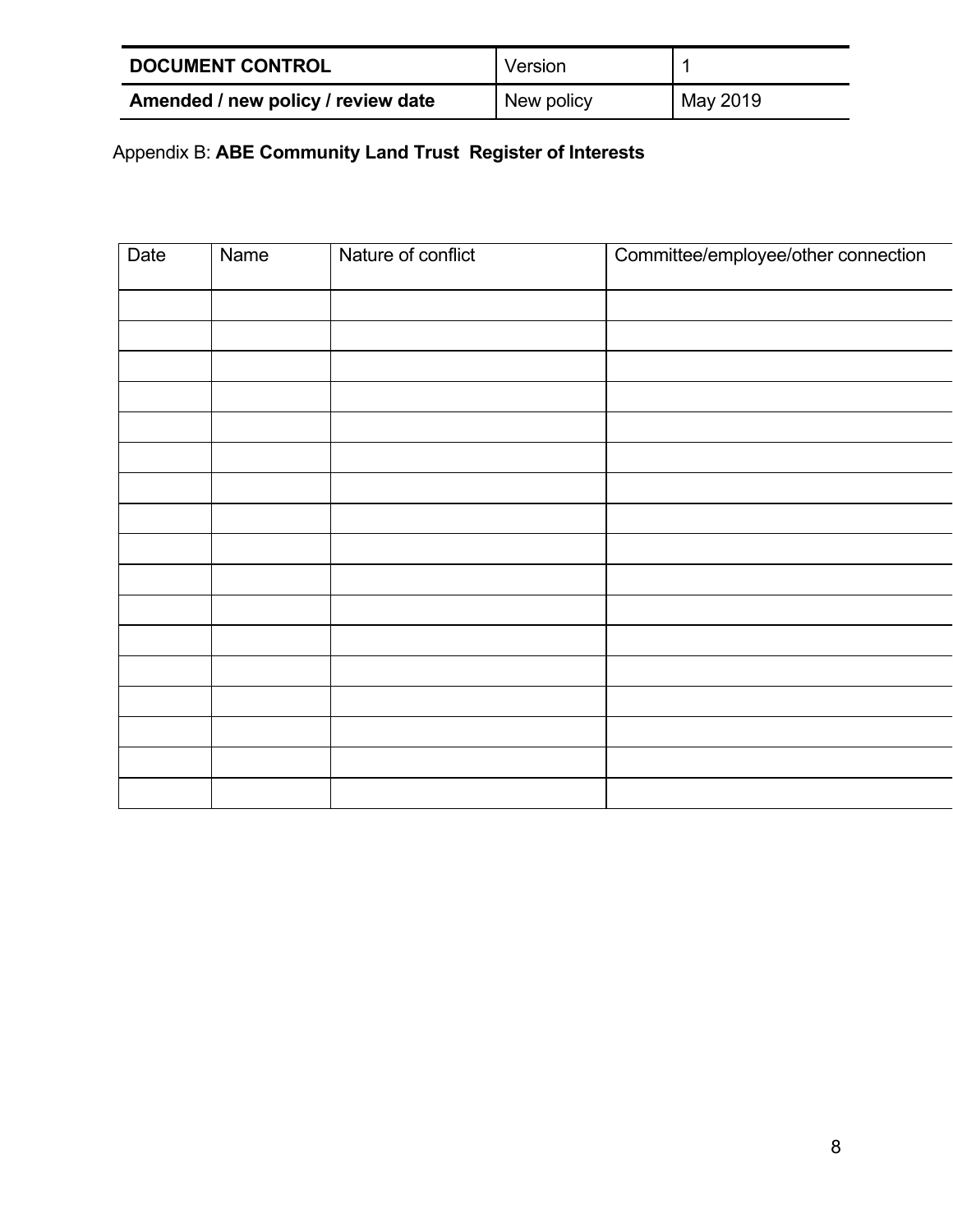| **DOCUMENT CONTROL** | Version | 1 |
| --- | --- | --- |
| **Amended / new policy / review date** | New policy | May 2019 |

Appendix B: **ABE Community Land Trust Register of Interests**

| Date | Name | Nature of conflict | Committee/employee/other connection |
| --- | --- | --- | --- |
| | | | |
| | | | |
| | | | |
| | | | |
| | | | |
| | | | |
| | | | |
| | | | |
| | | | |
| | | | |
| | | | |
| | | | |
| | | | |
| | | | |
| | | | |
| | | | |
| | | | |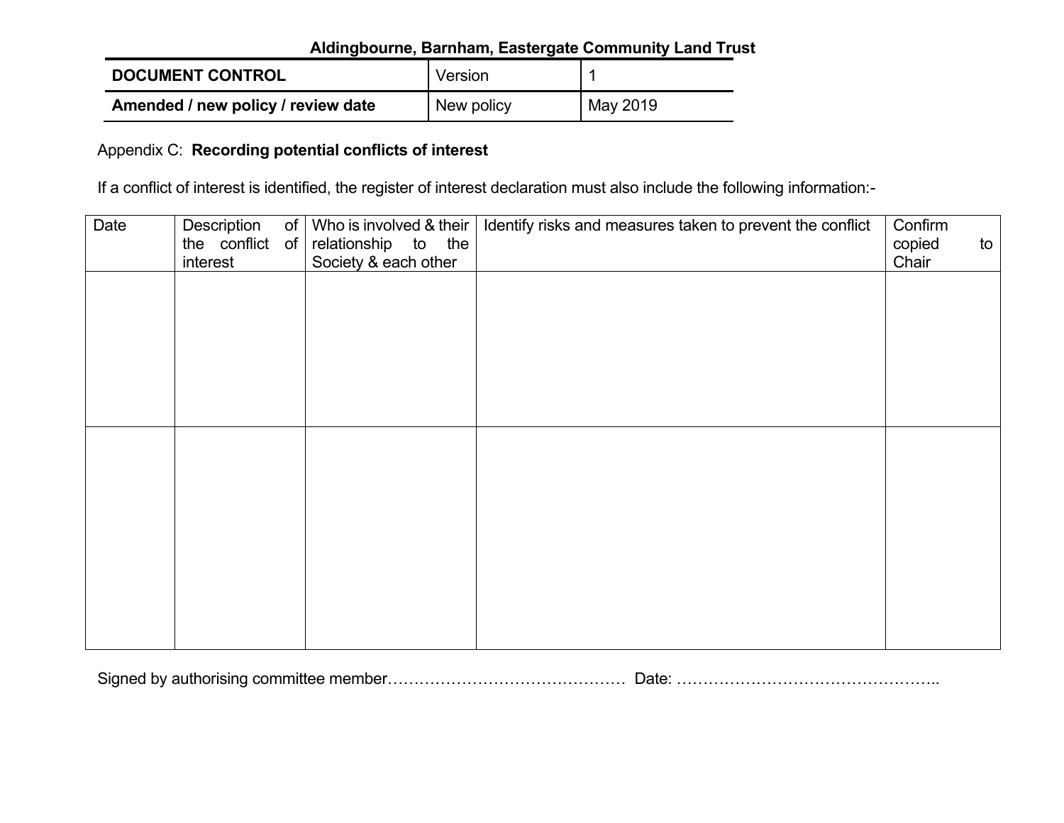**Aldingbourne, Barnham, Eastergate Community Land Trust**

| **DOCUMENT CONTROL** | Version | 1 |
|---|---|---|
| **Amended / new policy / review date** | New policy | May 2019 |

Appendix C: **Recording potential conflicts of interest**

If a conflict of interest is identified, the register of interest declaration must also include the following information:-

| Date | Description of the conflict of interest | Who is involved & their relationship to the Society & each other | Identify risks and measures taken to prevent the conflict | Confirm copied to Chair |
|---|---|---|---|---|
| | | | | |
| | | | | |

Signed by authorising committee member……………………………………… Date: …………………………………………..